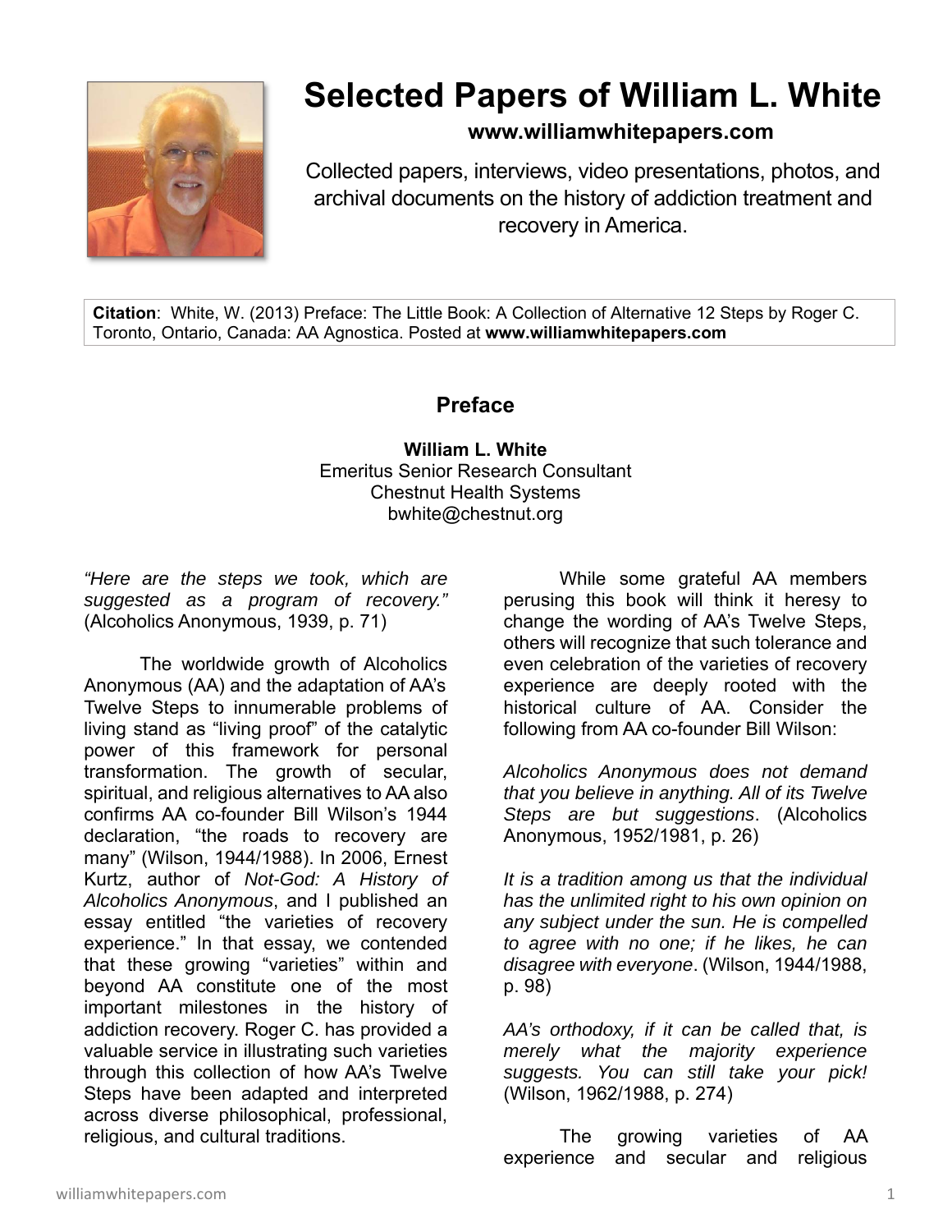# Selected Papers of William L. White

**www.williamwhitepapers.com**

Collected papers, interviews, video presentations, photos, and archival documents on the history of addiction treatment and recovery in America.

**Citation**: White, W. (2013) Preface: The Little Book: A Collection of Alternative 12 Steps by Roger C. Toronto, Ontario, Canada: AA Agnostica. Posted at **www.williamwhitepapers.com**

## Preface

**William L. White**
Emeritus Senior Research Consultant
Chestnut Health Systems
bwhite@chestnut.org

*"Here are the steps we took, which are suggested as a program of recovery."* (Alcoholics Anonymous, 1939, p. 71)

The worldwide growth of Alcoholics Anonymous (AA) and the adaptation of AA's Twelve Steps to innumerable problems of living stand as "living proof" of the catalytic power of this framework for personal transformation. The growth of secular, spiritual, and religious alternatives to AA also confirms AA co-founder Bill Wilson's 1944 declaration, "the roads to recovery are many" (Wilson, 1944/1988). In 2006, Ernest Kurtz, author of *Not-God: A History of Alcoholics Anonymous*, and I published an essay entitled "the varieties of recovery experience." In that essay, we contended that these growing "varieties" within and beyond AA constitute one of the most important milestones in the history of addiction recovery. Roger C. has provided a valuable service in illustrating such varieties through this collection of how AA's Twelve Steps have been adapted and interpreted across diverse philosophical, professional, religious, and cultural traditions.

While some grateful AA members perusing this book will think it heresy to change the wording of AA's Twelve Steps, others will recognize that such tolerance and even celebration of the varieties of recovery experience are deeply rooted with the historical culture of AA. Consider the following from AA co-founder Bill Wilson:

*Alcoholics Anonymous does not demand that you believe in anything. All of its Twelve Steps are but suggestions*. (Alcoholics Anonymous, 1952/1981, p. 26)

*It is a tradition among us that the individual has the unlimited right to his own opinion on any subject under the sun. He is compelled to agree with no one; if he likes, he can disagree with everyone*. (Wilson, 1944/1988, p. 98)

*AA's orthodoxy, if it can be called that, is merely what the majority experience suggests. You can still take your pick!* (Wilson, 1962/1988, p. 274)

The growing varieties of AA experience and secular and religious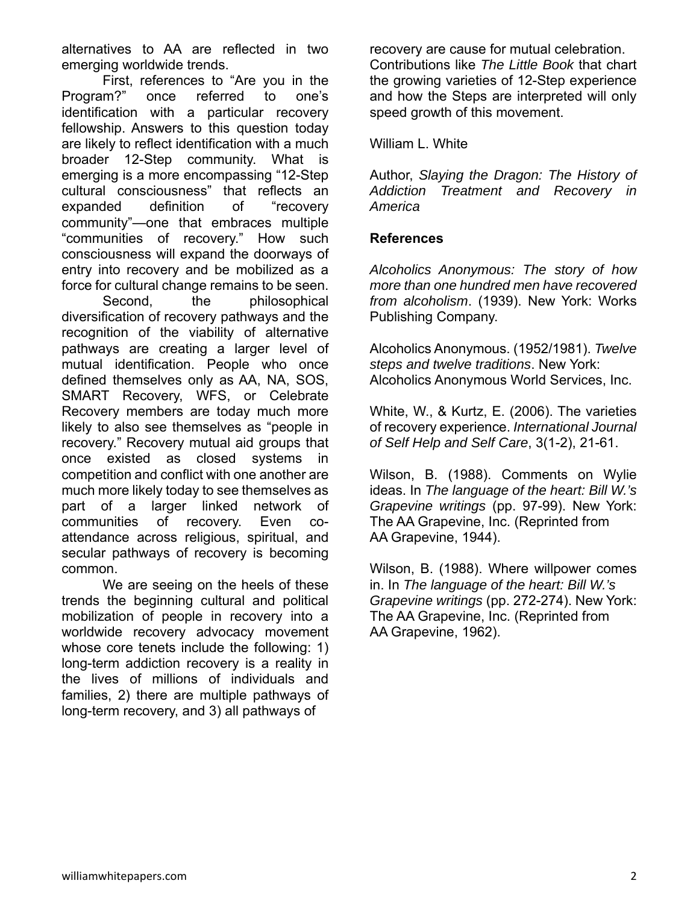alternatives to AA are reflected in two emerging worldwide trends.

First, references to "Are you in the Program?" once referred to one's identification with a particular recovery fellowship. Answers to this question today are likely to reflect identification with a much broader 12-Step community. What is emerging is a more encompassing "12-Step cultural consciousness" that reflects an expanded definition of "recovery community"—one that embraces multiple "communities of recovery." How such consciousness will expand the doorways of entry into recovery and be mobilized as a force for cultural change remains to be seen.

Second, the philosophical diversification of recovery pathways and the recognition of the viability of alternative pathways are creating a larger level of mutual identification. People who once defined themselves only as AA, NA, SOS, SMART Recovery, WFS, or Celebrate Recovery members are today much more likely to also see themselves as "people in recovery." Recovery mutual aid groups that once existed as closed systems in competition and conflict with one another are much more likely today to see themselves as part of a larger linked network of communities of recovery. Even co-attendance across religious, spiritual, and secular pathways of recovery is becoming common.

We are seeing on the heels of these trends the beginning cultural and political mobilization of people in recovery into a worldwide recovery advocacy movement whose core tenets include the following: 1) long-term addiction recovery is a reality in the lives of millions of individuals and families, 2) there are multiple pathways of long-term recovery, and 3) all pathways of recovery are cause for mutual celebration. Contributions like *The Little Book* that chart the growing varieties of 12-Step experience and how the Steps are interpreted will only speed growth of this movement.

William L. White

Author, *Slaying the Dragon: The History of Addiction Treatment and Recovery in America*

**References**

*Alcoholics Anonymous: The story of how more than one hundred men have recovered from alcoholism*. (1939). New York: Works Publishing Company.

Alcoholics Anonymous. (1952/1981). *Twelve steps and twelve traditions*. New York: Alcoholics Anonymous World Services, Inc.

White, W., & Kurtz, E. (2006). The varieties of recovery experience. *International Journal of Self Help and Self Care*, 3(1-2), 21-61.

Wilson, B. (1988). Comments on Wylie ideas. In *The language of the heart: Bill W.'s Grapevine writings* (pp. 97-99). New York: The AA Grapevine, Inc. (Reprinted from AA Grapevine, 1944).

Wilson, B. (1988). Where willpower comes in. In *The language of the heart: Bill W.'s Grapevine writings* (pp. 272-274). New York: The AA Grapevine, Inc. (Reprinted from AA Grapevine, 1962).